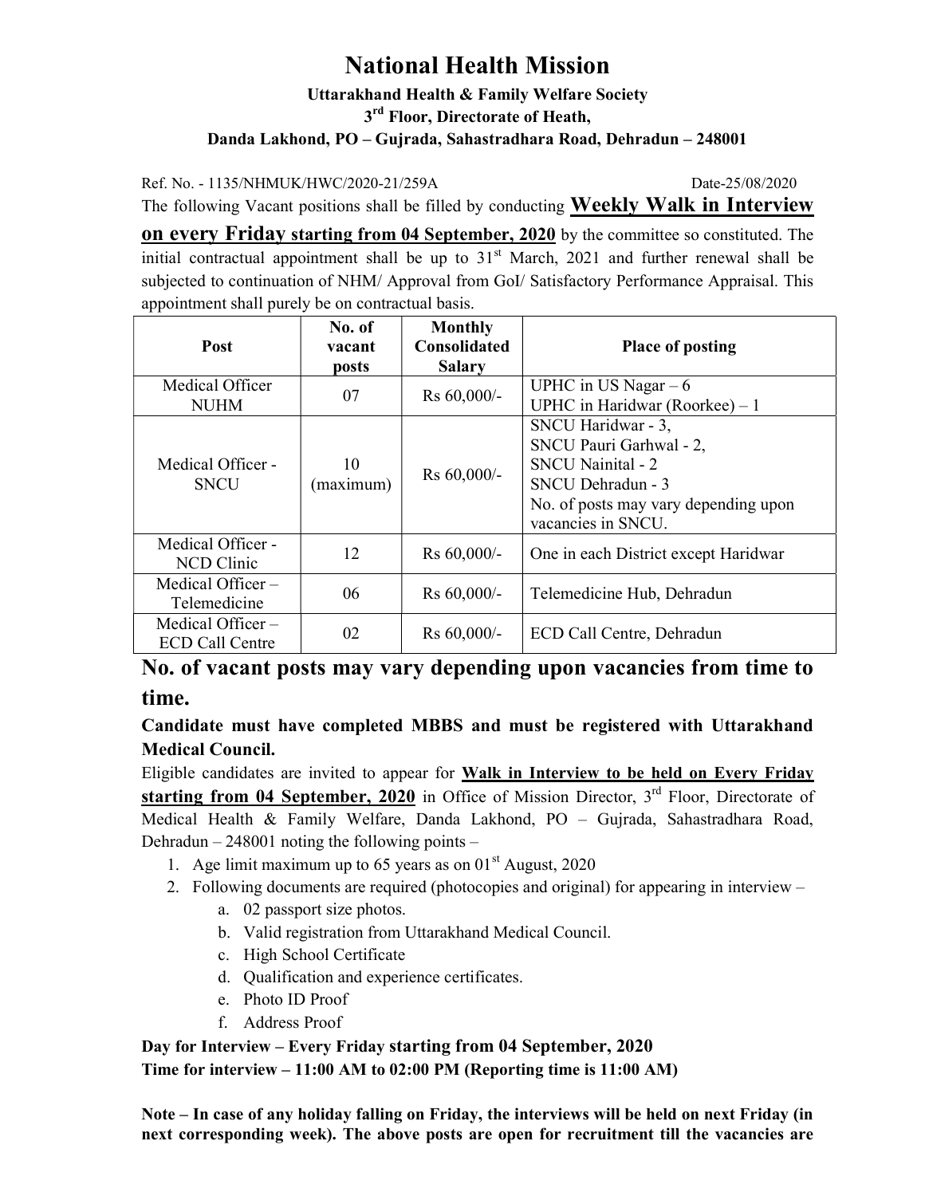# National Health Mission

**Uttarakhand Health & Family Welfare Society**

**3rd Floor, Directorate of Heath,**

**Danda Lakhond, PO – Gujrada, Sahastradhara Road, Dehradun – 248001**

Ref. No. - 1135/NHMUK/HWC/2020-21/259A Date-25/08/2020

The following Vacant positions shall be filled by conducting **<u>Weekly Walk in Interview on every Friday</u>** **<u>starting from 04 September, 2020</u>** by the committee so constituted. The initial contractual appointment shall be up to 31st March, 2021 and further renewal shall be subjected to continuation of NHM/ Approval from GoI/ Satisfactory Performance Appraisal. This appointment shall purely be on contractual basis.

| Post | No. of vacant posts | Monthly Consolidated Salary | Place of posting |
|---|---|---|---|
| Medical Officer NUHM | 07 | Rs 60,000/- | UPHC in US Nagar – 6<br>UPHC in Haridwar (Roorkee) – 1 |
| Medical Officer - SNCU | 10 (maximum) | Rs 60,000/- | SNCU Haridwar - 3,<br>SNCU Pauri Garhwal - 2,<br>SNCU Nainital - 2<br>SNCU Dehradun - 3<br>No. of posts may vary depending upon vacancies in SNCU. |
| Medical Officer - NCD Clinic | 12 | Rs 60,000/- | One in each District except Haridwar |
| Medical Officer – Telemedicine | 06 | Rs 60,000/- | Telemedicine Hub, Dehradun |
| Medical Officer – ECD Call Centre | 02 | Rs 60,000/- | ECD Call Centre, Dehradun |

## No. of vacant posts may vary depending upon vacancies from time to time.

**Candidate must have completed MBBS and must be registered with Uttarakhand Medical Council.**

Eligible candidates are invited to appear for **<u>Walk in Interview to be held on Every Friday starting from 04 September, 2020</u>** in Office of Mission Director, 3rd Floor, Directorate of Medical Health & Family Welfare, Danda Lakhond, PO – Gujrada, Sahastradhara Road, Dehradun – 248001 noting the following points –

1. Age limit maximum up to 65 years as on 01st August, 2020
2. Following documents are required (photocopies and original) for appearing in interview –
   a. 02 passport size photos.
   b. Valid registration from Uttarakhand Medical Council.
   c. High School Certificate
   d. Qualification and experience certificates.
   e. Photo ID Proof
   f. Address Proof

**Day for Interview – Every Friday starting from 04 September, 2020**

**Time for interview – 11:00 AM to 02:00 PM (Reporting time is 11:00 AM)**

**Note – In case of any holiday falling on Friday, the interviews will be held on next Friday (in next corresponding week). The above posts are open for recruitment till the vacancies are**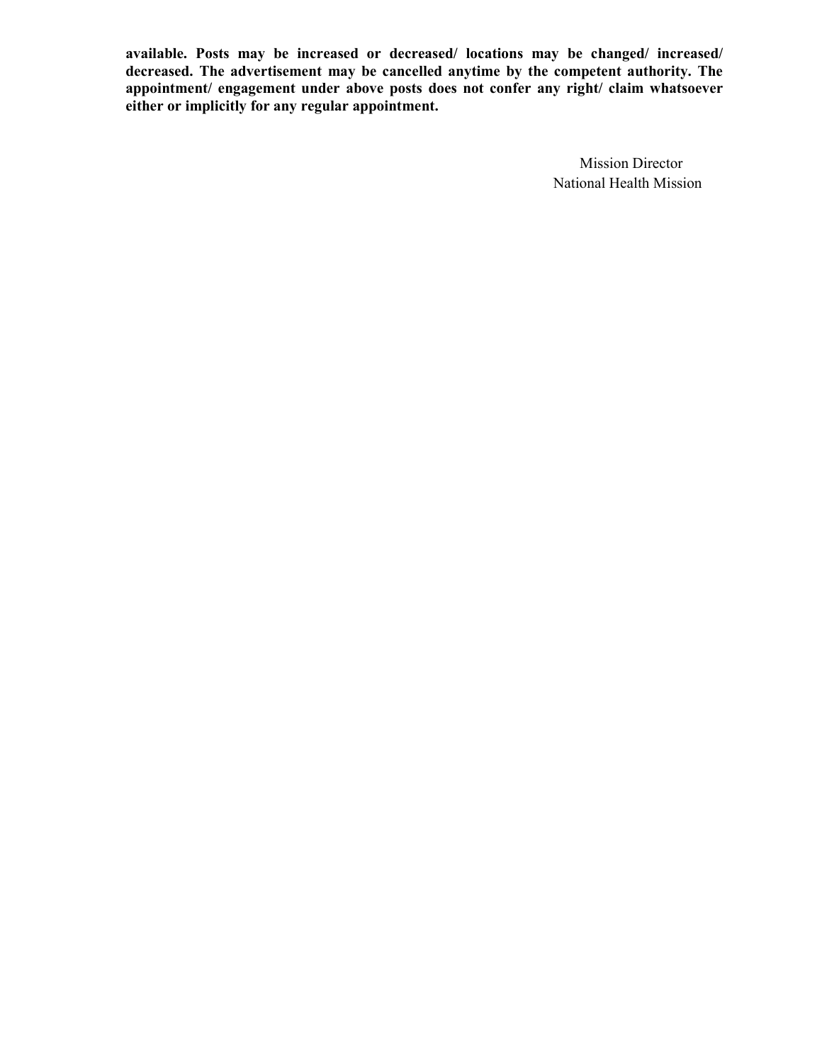**available. Posts may be increased or decreased/ locations may be changed/ increased/ decreased. The advertisement may be cancelled anytime by the competent authority. The appointment/ engagement under above posts does not confer any right/ claim whatsoever either or implicitly for any regular appointment.**

Mission Director
National Health Mission